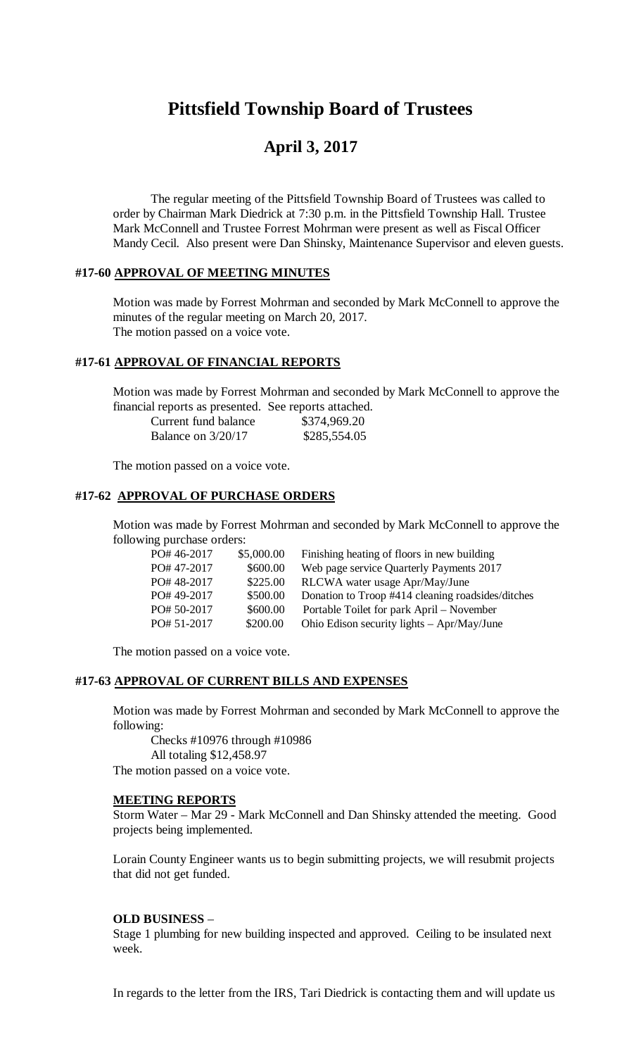# Pittsfield Township Board of Trustees

## April 3, 2017

The regular meeting of the Pittsfield Township Board of Trustees was called to order by Chairman Mark Diedrick at 7:30 p.m. in the Pittsfield Township Hall. Trustee Mark McConnell and Trustee Forrest Mohrman were present as well as Fiscal Officer Mandy Cecil. Also present were Dan Shinsky, Maintenance Supervisor and eleven guests.

### #17-60 APPROVAL OF MEETING MINUTES

Motion was made by Forrest Mohrman and seconded by Mark McConnell to approve the minutes of the regular meeting on March 20, 2017.
The motion passed on a voice vote.

### #17-61 APPROVAL OF FINANCIAL REPORTS

Motion was made by Forrest Mohrman and seconded by Mark McConnell to approve the financial reports as presented. See reports attached.

| | |
|---|---|
| Current fund balance | $374,969.20 |
| Balance on 3/20/17 | $285,554.05 |

The motion passed on a voice vote.

### #17-62 APPROVAL OF PURCHASE ORDERS

Motion was made by Forrest Mohrman and seconded by Mark McConnell to approve the following purchase orders:

| | | |
|---|---|---|
| PO# 46-2017 | $5,000.00 | Finishing heating of floors in new building |
| PO# 47-2017 | $600.00 | Web page service Quarterly Payments 2017 |
| PO# 48-2017 | $225.00 | RLCWA water usage Apr/May/June |
| PO# 49-2017 | $500.00 | Donation to Troop #414 cleaning roadsides/ditches |
| PO# 50-2017 | $600.00 | Portable Toilet for park April – November |
| PO# 51-2017 | $200.00 | Ohio Edison security lights – Apr/May/June |

The motion passed on a voice vote.

### #17-63 APPROVAL OF CURRENT BILLS AND EXPENSES

Motion was made by Forrest Mohrman and seconded by Mark McConnell to approve the following:

Checks #10976 through #10986
All totaling $12,458.97

The motion passed on a voice vote.

### MEETING REPORTS

Storm Water – Mar 29 - Mark McConnell and Dan Shinsky attended the meeting. Good projects being implemented.

Lorain County Engineer wants us to begin submitting projects, we will resubmit projects that did not get funded.

### OLD BUSINESS –

Stage 1 plumbing for new building inspected and approved. Ceiling to be insulated next week.

In regards to the letter from the IRS, Tari Diedrick is contacting them and will update us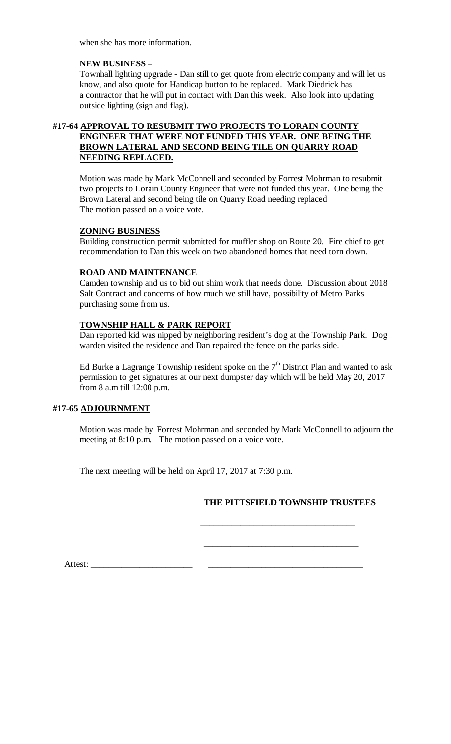when she has more information.

**NEW BUSINESS –**

Townhall lighting upgrade - Dan still to get quote from electric company and will let us know, and also quote for Handicap button to be replaced. Mark Diedrick has a contractor that he will put in contact with Dan this week. Also look into updating outside lighting (sign and flag).

**#17-64 APPROVAL TO RESUBMIT TWO PROJECTS TO LORAIN COUNTY ENGINEER THAT WERE NOT FUNDED THIS YEAR. ONE BEING THE BROWN LATERAL AND SECOND BEING TILE ON QUARRY ROAD NEEDING REPLACED.**

Motion was made by Mark McConnell and seconded by Forrest Mohrman to resubmit two projects to Lorain County Engineer that were not funded this year. One being the Brown Lateral and second being tile on Quarry Road needing replaced
The motion passed on a voice vote.

**ZONING BUSINESS**

Building construction permit submitted for muffler shop on Route 20. Fire chief to get recommendation to Dan this week on two abandoned homes that need torn down.

**ROAD AND MAINTENANCE**

Camden township and us to bid out shim work that needs done. Discussion about 2018 Salt Contract and concerns of how much we still have, possibility of Metro Parks purchasing some from us.

**TOWNSHIP HALL & PARK REPORT**

Dan reported kid was nipped by neighboring resident's dog at the Township Park. Dog warden visited the residence and Dan repaired the fence on the parks side.

Ed Burke a Lagrange Township resident spoke on the 7th District Plan and wanted to ask permission to get signatures at our next dumpster day which will be held May 20, 2017 from 8 a.m till 12:00 p.m.

**#17-65 ADJOURNMENT**

Motion was made by Forrest Mohrman and seconded by Mark McConnell to adjourn the meeting at 8:10 p.m. The motion passed on a voice vote.

The next meeting will be held on April 17, 2017 at 7:30 p.m.

**THE PITTSFIELD TOWNSHIP TRUSTEES**

___________________________________

___________________________________

Attest: _______________________ ___________________________________